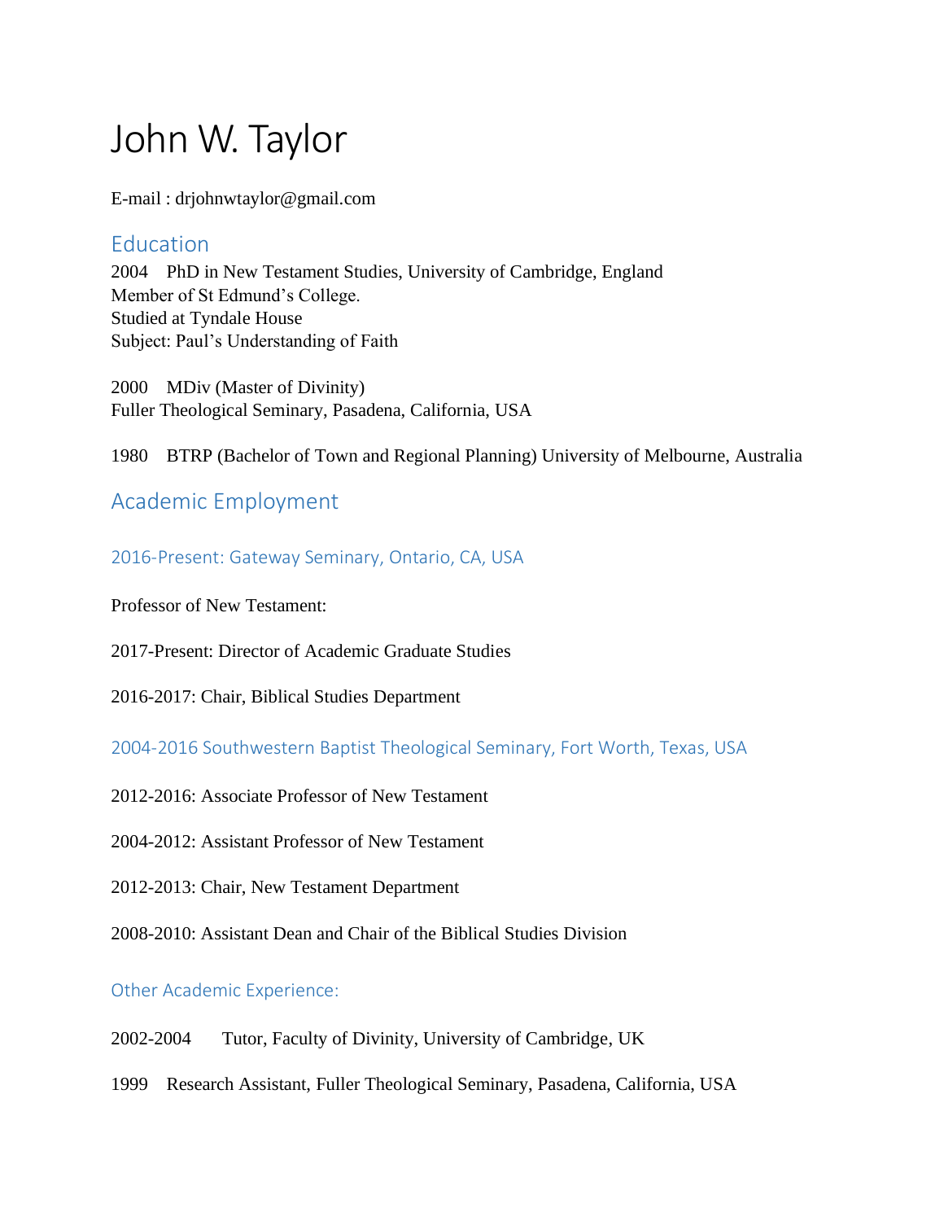# John W. Taylor

E-mail : drjohnwtaylor@gmail.com

## Education

2004 PhD in New Testament Studies, University of Cambridge, England
Member of St Edmund's College.
Studied at Tyndale House
Subject: Paul's Understanding of Faith

2000 MDiv (Master of Divinity)
Fuller Theological Seminary, Pasadena, California, USA

1980 BTRP (Bachelor of Town and Regional Planning) University of Melbourne, Australia

## Academic Employment

### 2016-Present: Gateway Seminary, Ontario, CA, USA

Professor of New Testament:

2017-Present: Director of Academic Graduate Studies

2016-2017: Chair, Biblical Studies Department

### 2004-2016 Southwestern Baptist Theological Seminary, Fort Worth, Texas, USA

2012-2016: Associate Professor of New Testament

2004-2012: Assistant Professor of New Testament

2012-2013: Chair, New Testament Department

2008-2010: Assistant Dean and Chair of the Biblical Studies Division

### Other Academic Experience:

2002-2004 Tutor, Faculty of Divinity, University of Cambridge, UK

1999 Research Assistant, Fuller Theological Seminary, Pasadena, California, USA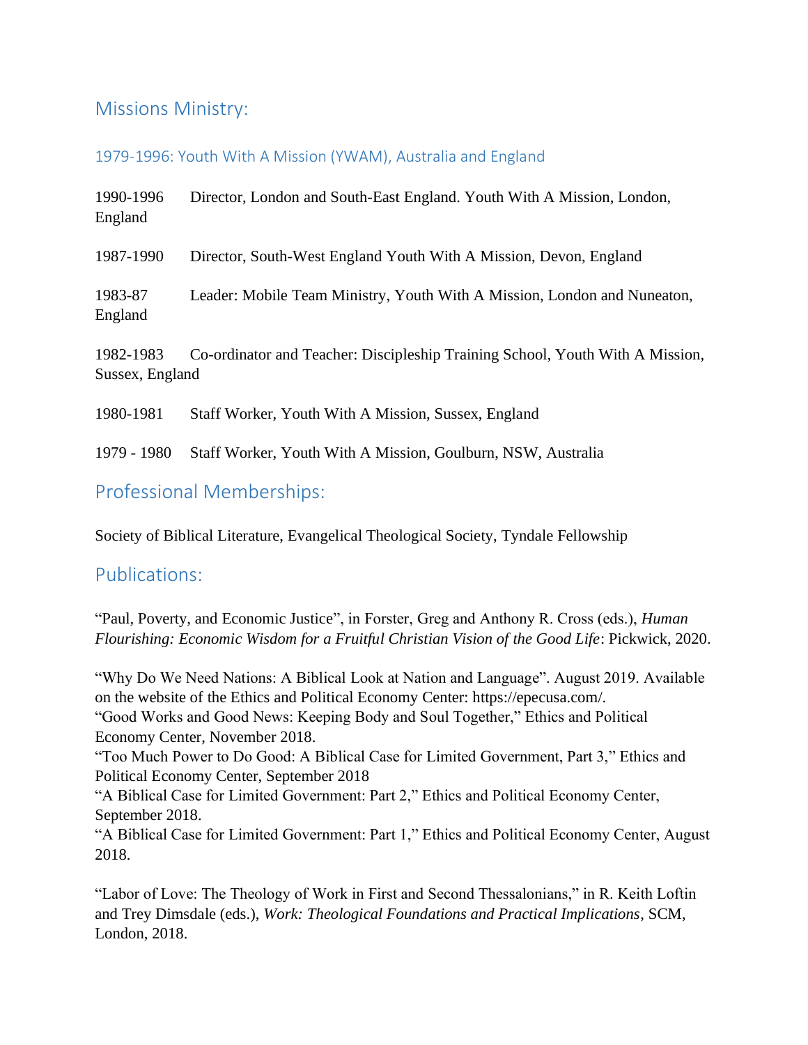## Missions Ministry:

### 1979-1996: Youth With A Mission (YWAM), Australia and England

1990-1996 Director, London and South-East England. Youth With A Mission, London, England

1987-1990 Director, South-West England Youth With A Mission, Devon, England

1983-87 Leader: Mobile Team Ministry, Youth With A Mission, London and Nuneaton, England

1982-1983 Co-ordinator and Teacher: Discipleship Training School, Youth With A Mission, Sussex, England

1980-1981 Staff Worker, Youth With A Mission, Sussex, England

1979 - 1980 Staff Worker, Youth With A Mission, Goulburn, NSW, Australia

## Professional Memberships:

Society of Biblical Literature, Evangelical Theological Society, Tyndale Fellowship

## Publications:

"Paul, Poverty, and Economic Justice", in Forster, Greg and Anthony R. Cross (eds.), *Human Flourishing: Economic Wisdom for a Fruitful Christian Vision of the Good Life*: Pickwick, 2020.

"Why Do We Need Nations: A Biblical Look at Nation and Language". August 2019. Available on the website of the Ethics and Political Economy Center: https://epecusa.com/.
"Good Works and Good News: Keeping Body and Soul Together," Ethics and Political Economy Center, November 2018.
"Too Much Power to Do Good: A Biblical Case for Limited Government, Part 3," Ethics and Political Economy Center, September 2018
"A Biblical Case for Limited Government: Part 2," Ethics and Political Economy Center, September 2018.
"A Biblical Case for Limited Government: Part 1," Ethics and Political Economy Center, August 2018.

"Labor of Love: The Theology of Work in First and Second Thessalonians," in R. Keith Loftin and Trey Dimsdale (eds.), *Work: Theological Foundations and Practical Implications*, SCM, London, 2018.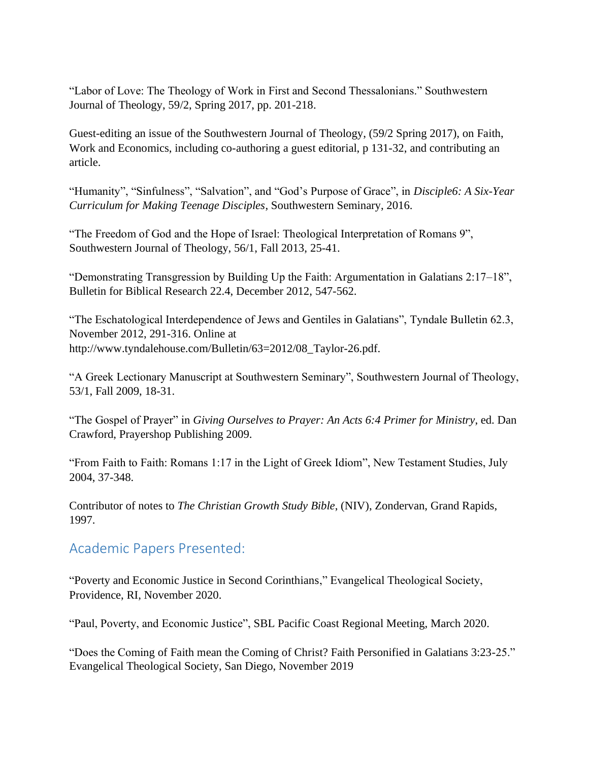“Labor of Love: The Theology of Work in First and Second Thessalonians.” Southwestern Journal of Theology, 59/2, Spring 2017, pp. 201-218.

Guest-editing an issue of the Southwestern Journal of Theology, (59/2 Spring 2017), on Faith, Work and Economics, including co-authoring a guest editorial, p 131-32, and contributing an article.

“Humanity”, “Sinfulness”, “Salvation”, and “God’s Purpose of Grace”, in *Disciple6: A Six-Year Curriculum for Making Teenage Disciples*, Southwestern Seminary, 2016.

“The Freedom of God and the Hope of Israel: Theological Interpretation of Romans 9”, Southwestern Journal of Theology, 56/1, Fall 2013, 25-41.

“Demonstrating Transgression by Building Up the Faith: Argumentation in Galatians 2:17–18”, Bulletin for Biblical Research 22.4, December 2012, 547-562.

“The Eschatological Interdependence of Jews and Gentiles in Galatians”, Tyndale Bulletin 62.3, November 2012, 291-316. Online at http://www.tyndalehouse.com/Bulletin/63=2012/08_Taylor-26.pdf.

“A Greek Lectionary Manuscript at Southwestern Seminary”, Southwestern Journal of Theology, 53/1, Fall 2009, 18-31.

“The Gospel of Prayer” in *Giving Ourselves to Prayer: An Acts 6:4 Primer for Ministry*, ed. Dan Crawford, Prayershop Publishing 2009.

“From Faith to Faith: Romans 1:17 in the Light of Greek Idiom”, New Testament Studies, July 2004, 37-348.

Contributor of notes to *The Christian Growth Study Bible*, (NIV), Zondervan, Grand Rapids, 1997.

## Academic Papers Presented:

“Poverty and Economic Justice in Second Corinthians,” Evangelical Theological Society, Providence, RI, November 2020.

“Paul, Poverty, and Economic Justice”, SBL Pacific Coast Regional Meeting, March 2020.

“Does the Coming of Faith mean the Coming of Christ? Faith Personified in Galatians 3:23-25.” Evangelical Theological Society, San Diego, November 2019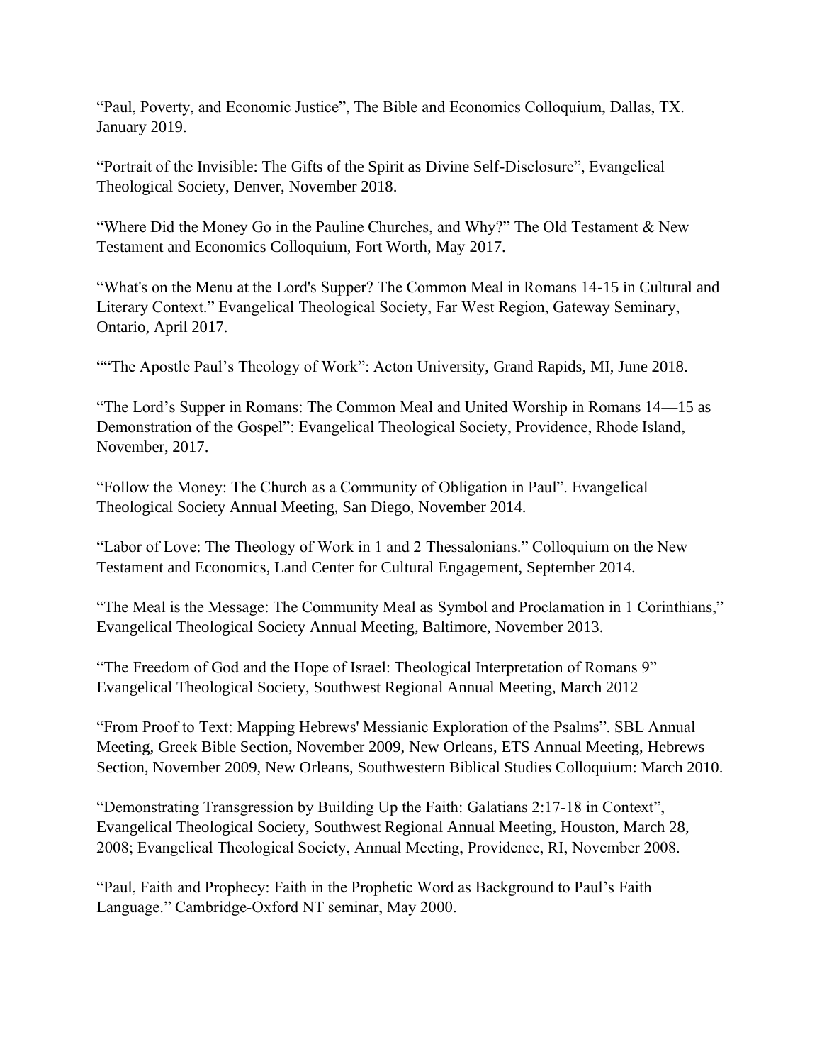“Paul, Poverty, and Economic Justice”, The Bible and Economics Colloquium, Dallas, TX. January 2019.

“Portrait of the Invisible: The Gifts of the Spirit as Divine Self-Disclosure”, Evangelical Theological Society, Denver, November 2018.

“Where Did the Money Go in the Pauline Churches, and Why?” The Old Testament & New Testament and Economics Colloquium, Fort Worth, May 2017.

“What's on the Menu at the Lord's Supper? The Common Meal in Romans 14-15 in Cultural and Literary Context.” Evangelical Theological Society, Far West Region, Gateway Seminary, Ontario, April 2017.

““The Apostle Paul’s Theology of Work”: Acton University, Grand Rapids, MI, June 2018.

“The Lord’s Supper in Romans: The Common Meal and United Worship in Romans 14—15 as Demonstration of the Gospel”: Evangelical Theological Society, Providence, Rhode Island, November, 2017.

“Follow the Money: The Church as a Community of Obligation in Paul”. Evangelical Theological Society Annual Meeting, San Diego, November 2014.

“Labor of Love: The Theology of Work in 1 and 2 Thessalonians.” Colloquium on the New Testament and Economics, Land Center for Cultural Engagement, September 2014.

“The Meal is the Message: The Community Meal as Symbol and Proclamation in 1 Corinthians,” Evangelical Theological Society Annual Meeting, Baltimore, November 2013.

“The Freedom of God and the Hope of Israel: Theological Interpretation of Romans 9” Evangelical Theological Society, Southwest Regional Annual Meeting, March 2012

“From Proof to Text: Mapping Hebrews' Messianic Exploration of the Psalms”. SBL Annual Meeting, Greek Bible Section, November 2009, New Orleans, ETS Annual Meeting, Hebrews Section, November 2009, New Orleans, Southwestern Biblical Studies Colloquium: March 2010.

“Demonstrating Transgression by Building Up the Faith: Galatians 2:17-18 in Context”, Evangelical Theological Society, Southwest Regional Annual Meeting, Houston, March 28, 2008; Evangelical Theological Society, Annual Meeting, Providence, RI, November 2008.

“Paul, Faith and Prophecy: Faith in the Prophetic Word as Background to Paul’s Faith Language.” Cambridge-Oxford NT seminar, May 2000.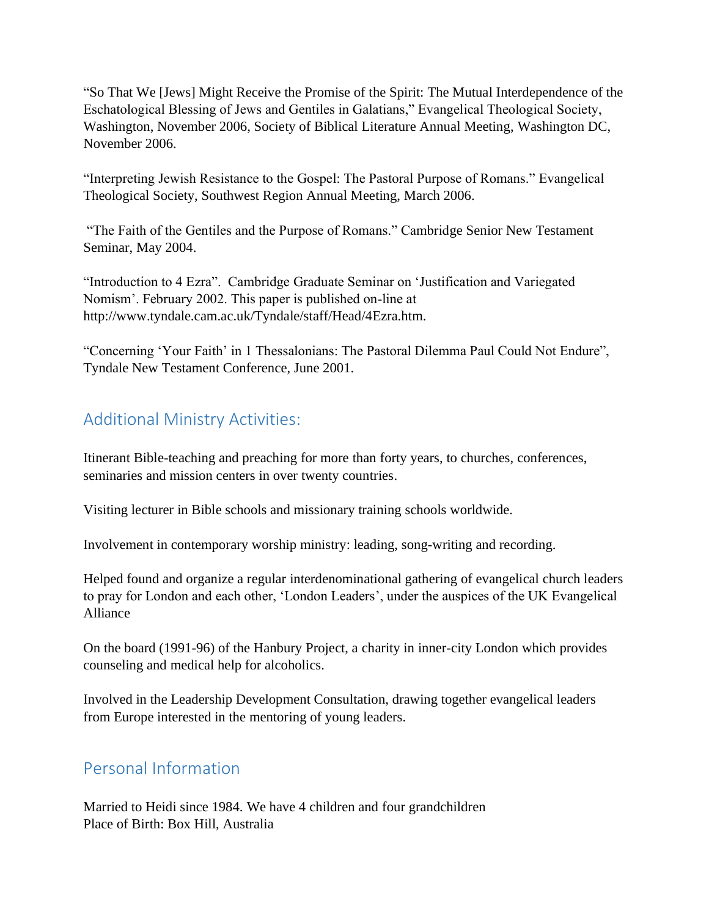"So That We [Jews] Might Receive the Promise of the Spirit: The Mutual Interdependence of the Eschatological Blessing of Jews and Gentiles in Galatians," Evangelical Theological Society, Washington, November 2006, Society of Biblical Literature Annual Meeting, Washington DC, November 2006.

"Interpreting Jewish Resistance to the Gospel: The Pastoral Purpose of Romans." Evangelical Theological Society, Southwest Region Annual Meeting, March 2006.

"The Faith of the Gentiles and the Purpose of Romans." Cambridge Senior New Testament Seminar, May 2004.

"Introduction to 4 Ezra". Cambridge Graduate Seminar on 'Justification and Variegated Nomism'. February 2002. This paper is published on-line at http://www.tyndale.cam.ac.uk/Tyndale/staff/Head/4Ezra.htm.

"Concerning 'Your Faith' in 1 Thessalonians: The Pastoral Dilemma Paul Could Not Endure", Tyndale New Testament Conference, June 2001.

## Additional Ministry Activities:

Itinerant Bible-teaching and preaching for more than forty years, to churches, conferences, seminaries and mission centers in over twenty countries.

Visiting lecturer in Bible schools and missionary training schools worldwide.

Involvement in contemporary worship ministry: leading, song-writing and recording.

Helped found and organize a regular interdenominational gathering of evangelical church leaders to pray for London and each other, 'London Leaders', under the auspices of the UK Evangelical Alliance

On the board (1991-96) of the Hanbury Project, a charity in inner-city London which provides counseling and medical help for alcoholics.

Involved in the Leadership Development Consultation, drawing together evangelical leaders from Europe interested in the mentoring of young leaders.

## Personal Information

Married to Heidi since 1984. We have 4 children and four grandchildren
Place of Birth: Box Hill, Australia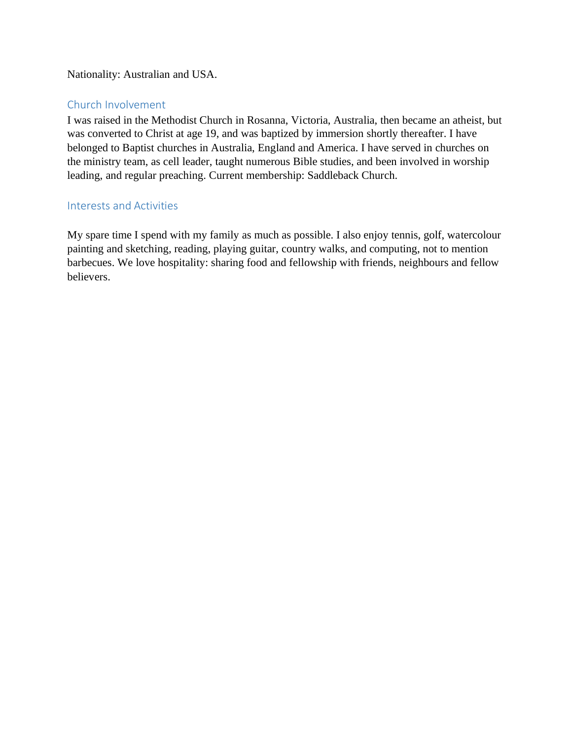Nationality: Australian and USA.

## Church Involvement

I was raised in the Methodist Church in Rosanna, Victoria, Australia, then became an atheist, but was converted to Christ at age 19, and was baptized by immersion shortly thereafter. I have belonged to Baptist churches in Australia, England and America. I have served in churches on the ministry team, as cell leader, taught numerous Bible studies, and been involved in worship leading, and regular preaching. Current membership: Saddleback Church.

## Interests and Activities

My spare time I spend with my family as much as possible. I also enjoy tennis, golf, watercolour painting and sketching, reading, playing guitar, country walks, and computing, not to mention barbecues. We love hospitality: sharing food and fellowship with friends, neighbours and fellow believers.